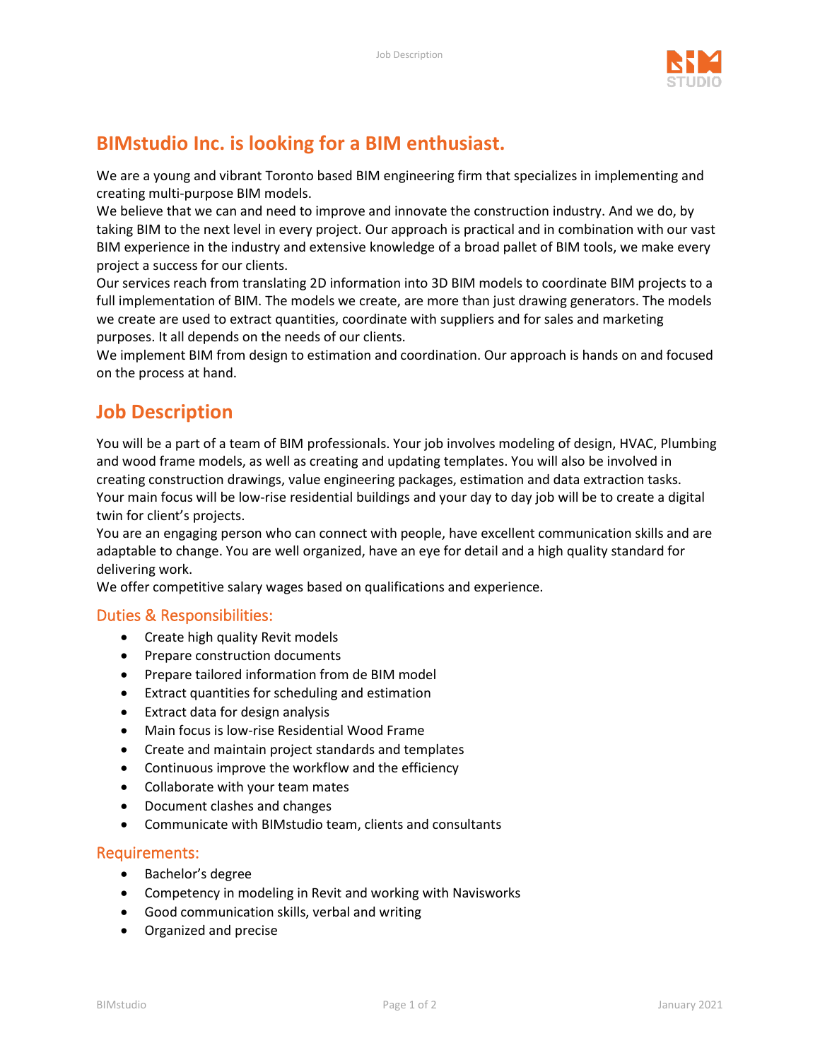# BIMstudio Inc. is looking for a BIM enthusiast.

We are a young and vibrant Toronto based BIM engineering firm that specializes in implementing and creating multi-purpose BIM models.

We believe that we can and need to improve and innovate the construction industry. And we do, by taking BIM to the next level in every project. Our approach is practical and in combination with our vast BIM experience in the industry and extensive knowledge of a broad pallet of BIM tools, we make every project a success for our clients.

Our services reach from translating 2D information into 3D BIM models to coordinate BIM projects to a full implementation of BIM. The models we create, are more than just drawing generators. The models we create are used to extract quantities, coordinate with suppliers and for sales and marketing purposes. It all depends on the needs of our clients.

We implement BIM from design to estimation and coordination. Our approach is hands on and focused on the process at hand.

# Job Description

You will be a part of a team of BIM professionals. Your job involves modeling of design, HVAC, Plumbing and wood frame models, as well as creating and updating templates. You will also be involved in creating construction drawings, value engineering packages, estimation and data extraction tasks.

Your main focus will be low-rise residential buildings and your day to day job will be to create a digital twin for client's projects.

You are an engaging person who can connect with people, have excellent communication skills and are adaptable to change. You are well organized, have an eye for detail and a high quality standard for delivering work.

We offer competitive salary wages based on qualifications and experience.

## Duties & Responsibilities:

- Create high quality Revit models
- Prepare construction documents
- Prepare tailored information from de BIM model
- Extract quantities for scheduling and estimation
- Extract data for design analysis
- Main focus is low-rise Residential Wood Frame
- Create and maintain project standards and templates
- Continuous improve the workflow and the efficiency
- Collaborate with your team mates
- Document clashes and changes
- Communicate with BIMstudio team, clients and consultants

## Requirements:

- Bachelor's degree
- Competency in modeling in Revit and working with Navisworks
- Good communication skills, verbal and writing
- Organized and precise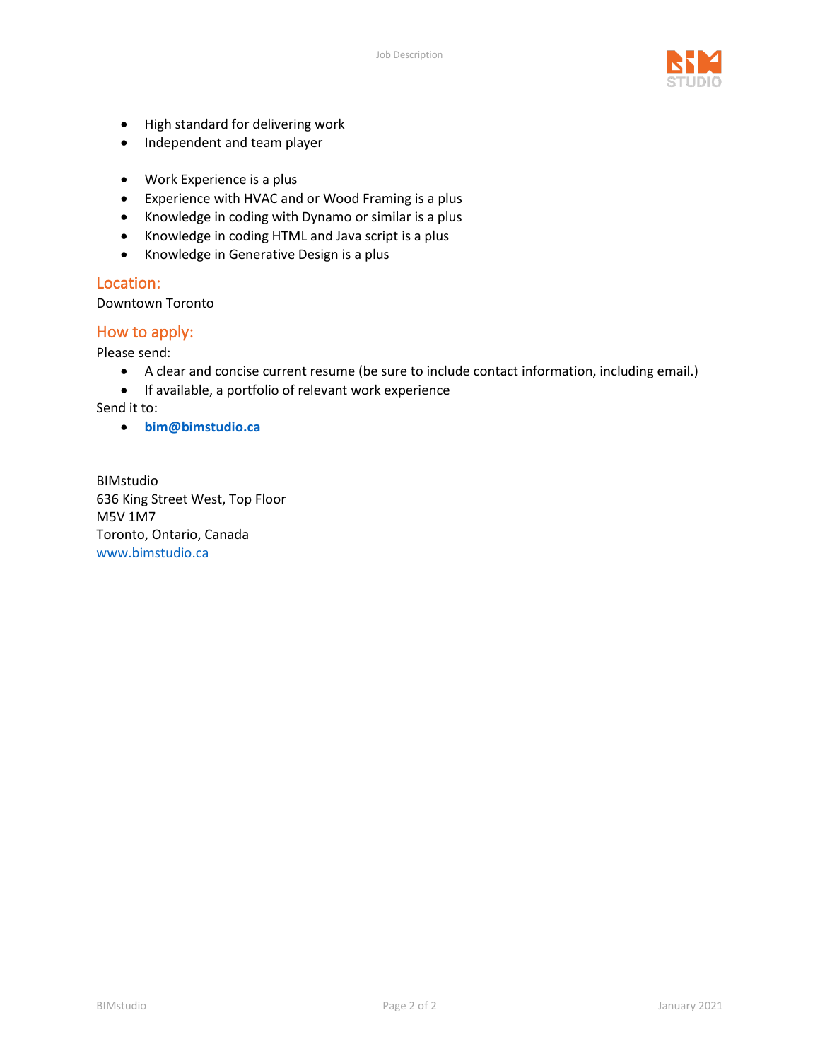- High standard for delivering work
- Independent and team player

- Work Experience is a plus
- Experience with HVAC and or Wood Framing is a plus
- Knowledge in coding with Dynamo or similar is a plus
- Knowledge in coding HTML and Java script is a plus
- Knowledge in Generative Design is a plus

## Location:

Downtown Toronto

## How to apply:

Please send:

- A clear and concise current resume (be sure to include contact information, including email.)
- If available, a portfolio of relevant work experience

Send it to:

- **bim@bimstudio.ca**

BIMstudio
636 King Street West, Top Floor
M5V 1M7
Toronto, Ontario, Canada
www.bimstudio.ca